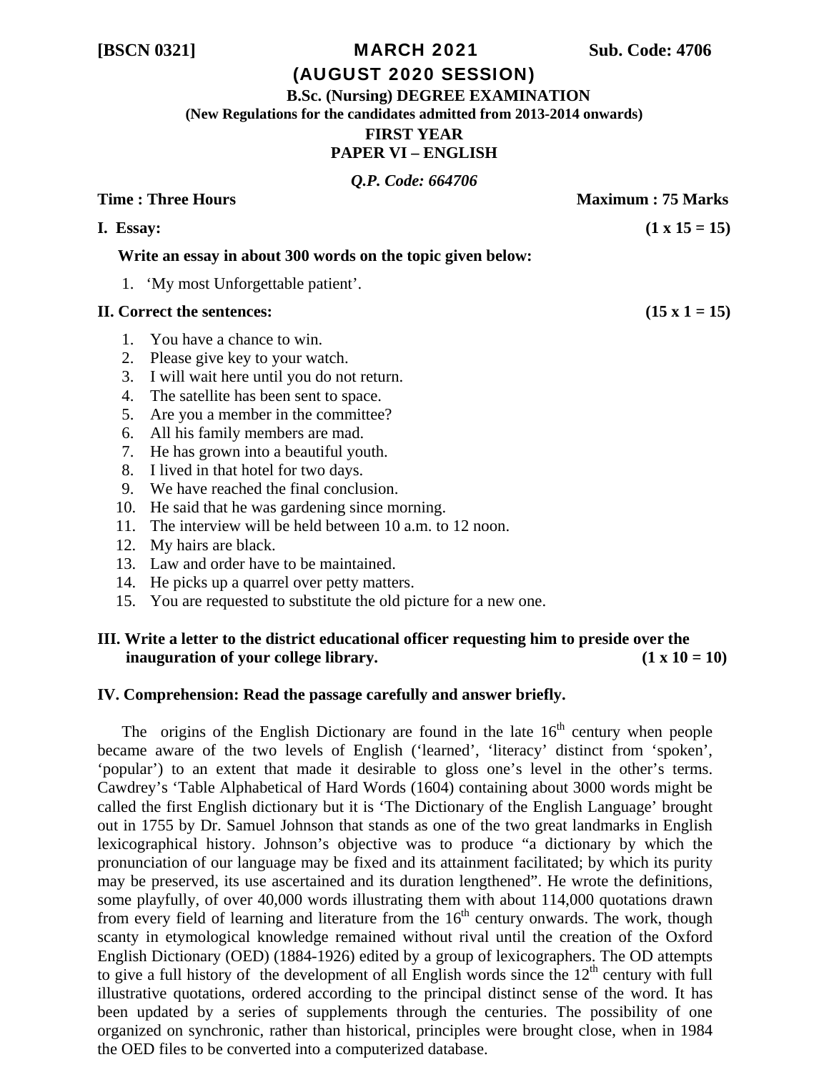**[BSCN 0321] MARCH 2021 Sub. Code: 4706**

## (AUGUST 2020 SESSION)

**B.Sc. (Nursing) DEGREE EXAMINATION**

**(New Regulations for the candidates admitted from 2013-2014 onwards)**

**FIRST YEAR**

**PAPER VI – ENGLISH**

*Q.P. Code: 664706*

**Time : Three Hours Maximum : 75 Marks**

**I. Essay: (1 x 15 = 15)**

**Write an essay in about 300 words on the topic given below:**

1. 'My most Unforgettable patient'.

**II. Correct the sentences: (15 x 1 = 15)**

1. You have a chance to win.
2. Please give key to your watch.
3. I will wait here until you do not return.
4. The satellite has been sent to space.
5. Are you a member in the committee?
6. All his family members are mad.
7. He has grown into a beautiful youth.
8. I lived in that hotel for two days.
9. We have reached the final conclusion.
10. He said that he was gardening since morning.
11. The interview will be held between 10 a.m. to 12 noon.
12. My hairs are black.
13. Law and order have to be maintained.
14. He picks up a quarrel over petty matters.
15. You are requested to substitute the old picture for a new one.

**III. Write a letter to the district educational officer requesting him to preside over the inauguration of your college library. (1 x 10 = 10)**

**IV. Comprehension: Read the passage carefully and answer briefly.**

The origins of the English Dictionary are found in the late 16th century when people became aware of the two levels of English ('learned', 'literacy' distinct from 'spoken', 'popular') to an extent that made it desirable to gloss one's level in the other's terms. Cawdrey's 'Table Alphabetical of Hard Words (1604) containing about 3000 words might be called the first English dictionary but it is 'The Dictionary of the English Language' brought out in 1755 by Dr. Samuel Johnson that stands as one of the two great landmarks in English lexicographical history. Johnson's objective was to produce "a dictionary by which the pronunciation of our language may be fixed and its attainment facilitated; by which its purity may be preserved, its use ascertained and its duration lengthened". He wrote the definitions, some playfully, of over 40,000 words illustrating them with about 114,000 quotations drawn from every field of learning and literature from the 16th century onwards. The work, though scanty in etymological knowledge remained without rival until the creation of the Oxford English Dictionary (OED) (1884-1926) edited by a group of lexicographers. The OD attempts to give a full history of the development of all English words since the 12th century with full illustrative quotations, ordered according to the principal distinct sense of the word. It has been updated by a series of supplements through the centuries. The possibility of one organized on synchronic, rather than historical, principles were brought close, when in 1984 the OED files to be converted into a computerized database.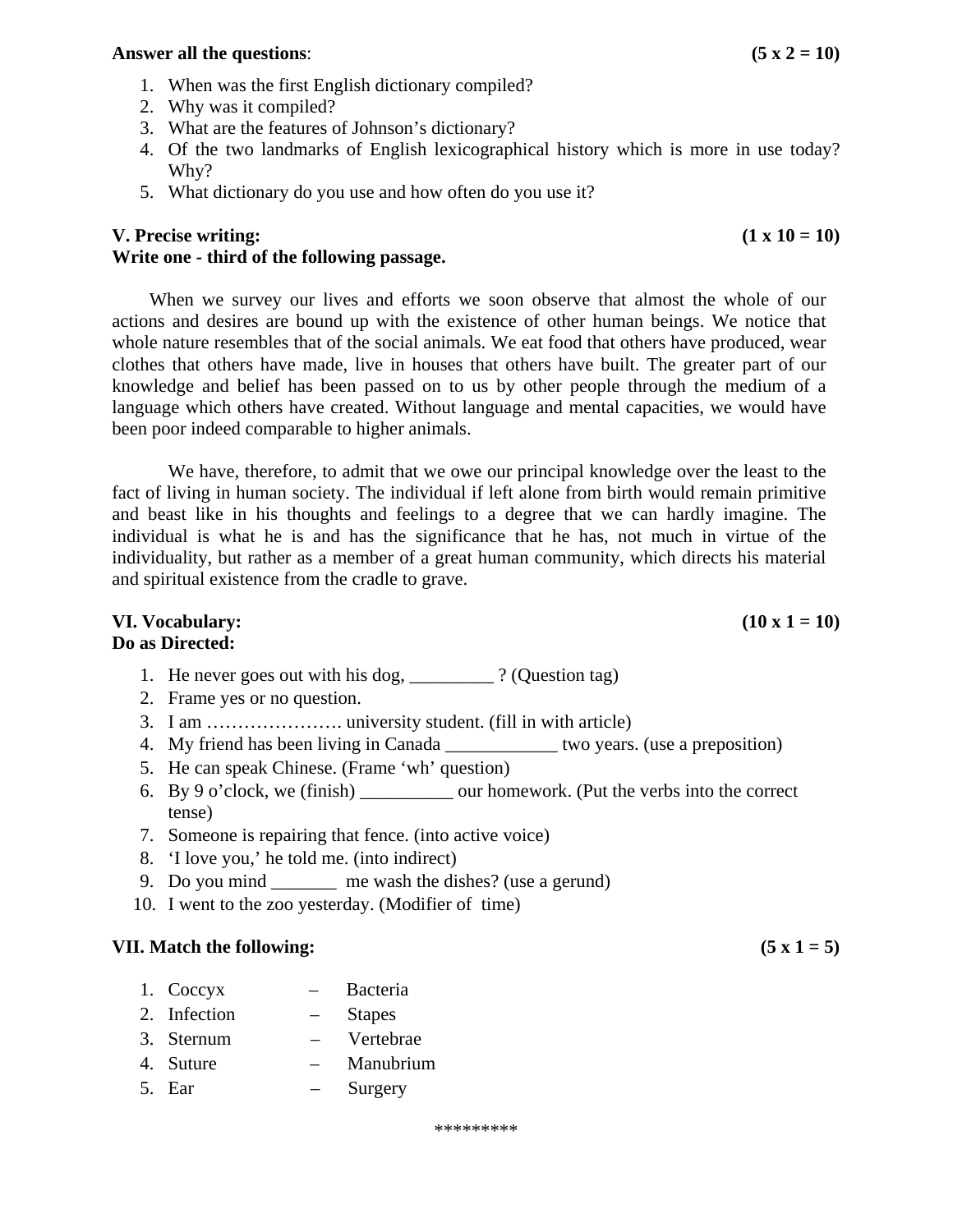**Answer all the questions**: **(5 x 2 = 10)**

1. When was the first English dictionary compiled?
2. Why was it compiled?
3. What are the features of Johnson's dictionary?
4. Of the two landmarks of English lexicographical history which is more in use today? Why?
5. What dictionary do you use and how often do you use it?

**V. Precise writing:** **(1 x 10 = 10)**
**Write one - third of the following passage.**

When we survey our lives and efforts we soon observe that almost the whole of our actions and desires are bound up with the existence of other human beings. We notice that whole nature resembles that of the social animals. We eat food that others have produced, wear clothes that others have made, live in houses that others have built. The greater part of our knowledge and belief has been passed on to us by other people through the medium of a language which others have created. Without language and mental capacities, we would have been poor indeed comparable to higher animals.

We have, therefore, to admit that we owe our principal knowledge over the least to the fact of living in human society. The individual if left alone from birth would remain primitive and beast like in his thoughts and feelings to a degree that we can hardly imagine. The individual is what he is and has the significance that he has, not much in virtue of the individuality, but rather as a member of a great human community, which directs his material and spiritual existence from the cradle to grave.

**VI. Vocabulary:** **(10 x 1 = 10)**
**Do as Directed:**

1. He never goes out with his dog, _________ ? (Question tag)
2. Frame yes or no question.
3. I am …………………. university student. (fill in with article)
4. My friend has been living in Canada ____________ two years. (use a preposition)
5. He can speak Chinese. (Frame 'wh' question)
6. By 9 o'clock, we (finish) __________ our homework. (Put the verbs into the correct tense)
7. Someone is repairing that fence. (into active voice)
8. 'I love you,' he told me. (into indirect)
9. Do you mind _______ me wash the dishes? (use a gerund)
10. I went to the zoo yesterday. (Modifier of time)

**VII. Match the following:** **(5 x 1 = 5)**

1. Coccyx – Bacteria
2. Infection – Stapes
3. Sternum – Vertebrae
4. Suture – Manubrium
5. Ear – Surgery

*********